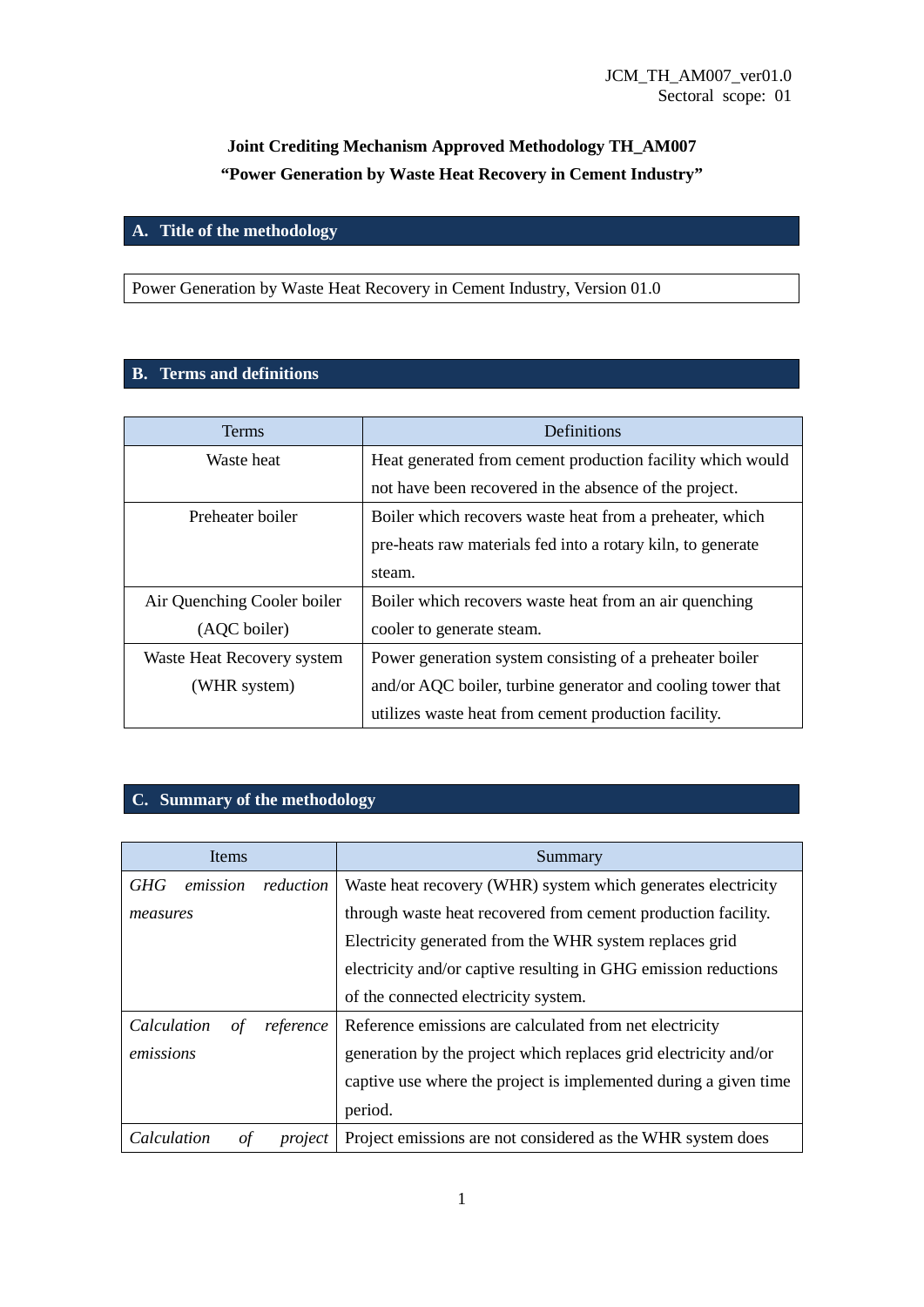JCM_TH_AM007_ver01.0
Sectoral scope: 01

**Joint Crediting Mechanism Approved Methodology TH_AM007**
**"Power Generation by Waste Heat Recovery in Cement Industry"**

## A. Title of the methodology

Power Generation by Waste Heat Recovery in Cement Industry, Version 01.0

## B. Terms and definitions

| Terms | Definitions |
|---|---|
| Waste heat | Heat generated from cement production facility which would not have been recovered in the absence of the project. |
| Preheater boiler | Boiler which recovers waste heat from a preheater, which pre-heats raw materials fed into a rotary kiln, to generate steam. |
| Air Quenching Cooler boiler (AQC boiler) | Boiler which recovers waste heat from an air quenching cooler to generate steam. |
| Waste Heat Recovery system (WHR system) | Power generation system consisting of a preheater boiler and/or AQC boiler, turbine generator and cooling tower that utilizes waste heat from cement production facility. |

## C. Summary of the methodology

| Items | Summary |
|---|---|
| *GHG emission reduction measures* | Waste heat recovery (WHR) system which generates electricity through waste heat recovered from cement production facility. Electricity generated from the WHR system replaces grid electricity and/or captive resulting in GHG emission reductions of the connected electricity system. |
| *Calculation of reference emissions* | Reference emissions are calculated from net electricity generation by the project which replaces grid electricity and/or captive use where the project is implemented during a given time period. |
| *Calculation of project* | Project emissions are not considered as the WHR system does |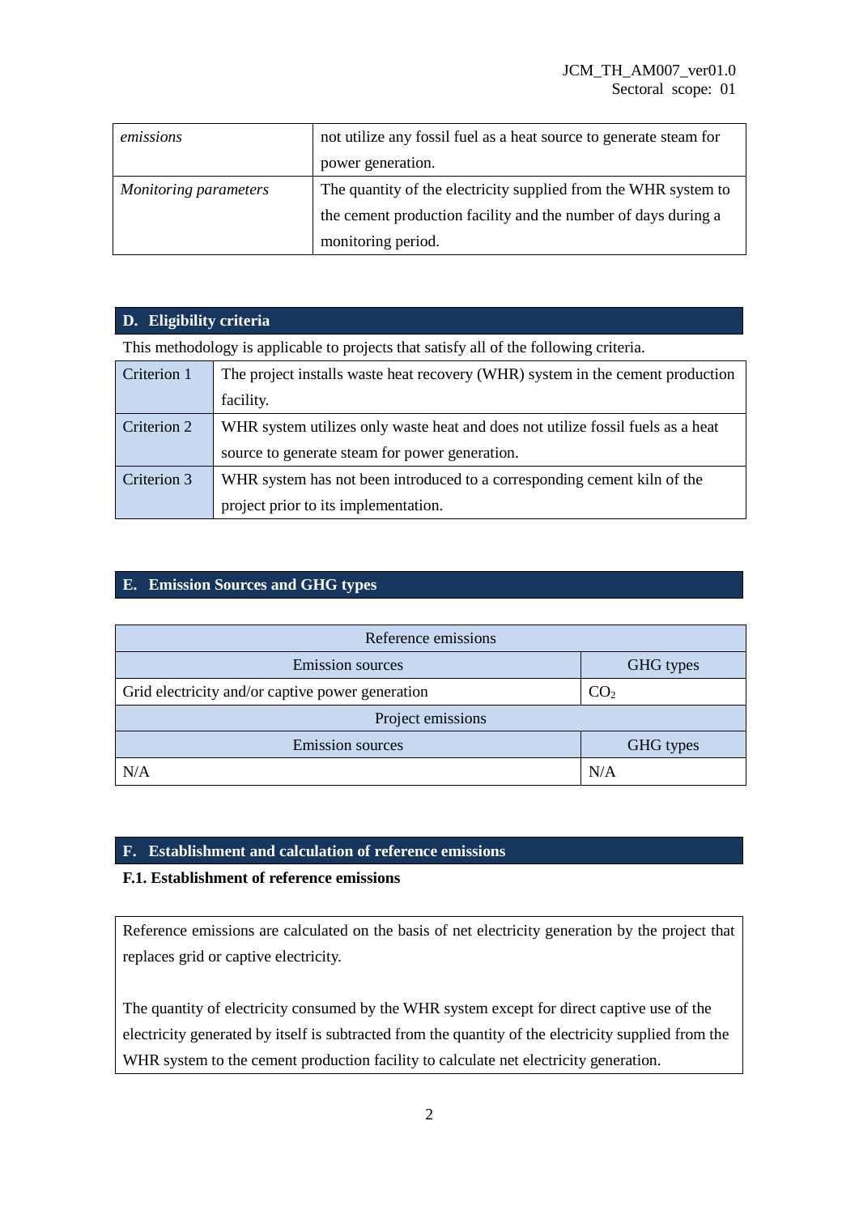| *emissions* | not utilize any fossil fuel as a heat source to generate steam for power generation. |
| --- | --- |
| *Monitoring parameters* | The quantity of the electricity supplied from the WHR system to the cement production facility and the number of days during a monitoring period. |

## D. Eligibility criteria

This methodology is applicable to projects that satisfy all of the following criteria.

| Criterion 1 | The project installs waste heat recovery (WHR) system in the cement production facility. |
| --- | --- |
| Criterion 2 | WHR system utilizes only waste heat and does not utilize fossil fuels as a heat source to generate steam for power generation. |
| Criterion 3 | WHR system has not been introduced to a corresponding cement kiln of the project prior to its implementation. |

## E. Emission Sources and GHG types

| Reference emissions | |
| --- | --- |
| Emission sources | GHG types |
| Grid electricity and/or captive power generation | $CO_2$ |
| Project emissions | |
| Emission sources | GHG types |
| N/A | N/A |

## F. Establishment and calculation of reference emissions

### F.1. Establishment of reference emissions

Reference emissions are calculated on the basis of net electricity generation by the project that replaces grid or captive electricity.

The quantity of electricity consumed by the WHR system except for direct captive use of the electricity generated by itself is subtracted from the quantity of the electricity supplied from the WHR system to the cement production facility to calculate net electricity generation.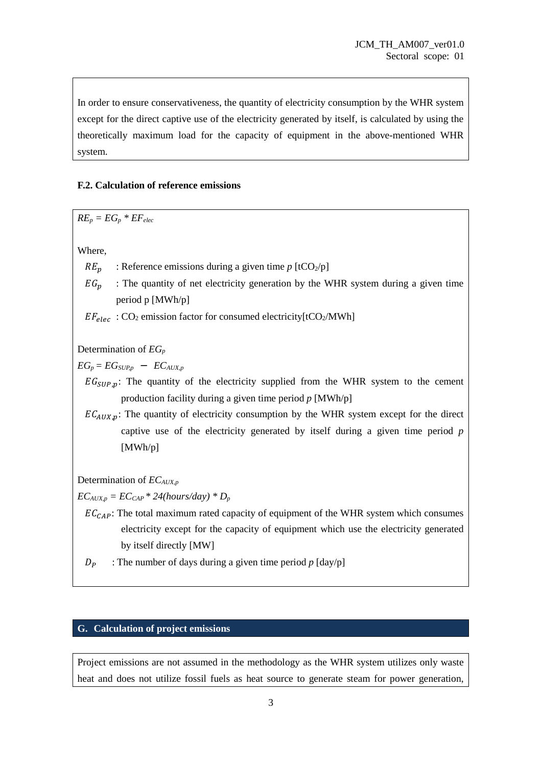In order to ensure conservativeness, the quantity of electricity consumption by the WHR system except for the direct captive use of the electricity generated by itself, is calculated by using the theoretically maximum load for the capacity of equipment in the above-mentioned WHR system.

### F.2. Calculation of reference emissions

$$RE_p = EG_p * EF_{elec}$$

Where,

$RE_p$ : Reference emissions during a given time $p$ [$tCO_2/p$]

$EG_p$ : The quantity of net electricity generation by the WHR system during a given time period p [MWh/p]

$EF_{elec}$ : $CO_2$ emission factor for consumed electricity[$tCO_2$/MWh]

Determination of $EG_p$

$$EG_p = EG_{SUP,p} - EC_{AUX,p}$$

$EG_{SUP,p}$: The quantity of the electricity supplied from the WHR system to the cement production facility during a given time period $p$ [MWh/p]

$EC_{AUX,p}$: The quantity of electricity consumption by the WHR system except for the direct captive use of the electricity generated by itself during a given time period $p$ [MWh/p]

Determination of $EC_{AUX,p}$

$$EC_{AUX,p} = EC_{CAP} * 24(hours/day) * D_p$$

$EC_{CAP}$: The total maximum rated capacity of equipment of the WHR system which consumes electricity except for the capacity of equipment which use the electricity generated by itself directly [MW]

$D_P$ : The number of days during a given time period $p$ [day/p]

## G. Calculation of project emissions

Project emissions are not assumed in the methodology as the WHR system utilizes only waste heat and does not utilize fossil fuels as heat source to generate steam for power generation,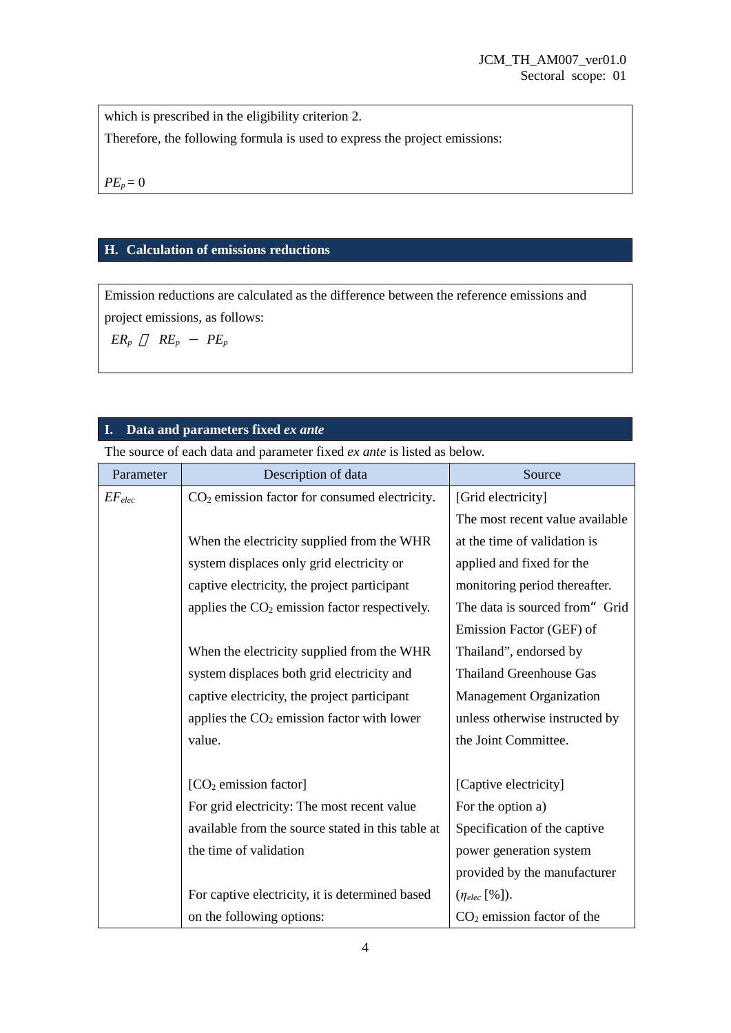which is prescribed in the eligibility criterion 2.

Therefore, the following formula is used to express the project emissions:

$PE_p = 0$

## H. Calculation of emissions reductions

Emission reductions are calculated as the difference between the reference emissions and project emissions, as follows:

$ER_p = RE_p - PE_p$

## I. Data and parameters fixed *ex ante*

The source of each data and parameter fixed *ex ante* is listed as below.

| Parameter | Description of data | Source |
|---|---|---|
| $EF_{elec}$ | $CO_2$ emission factor for consumed electricity.<br><br>When the electricity supplied from the WHR system displaces only grid electricity or captive electricity, the project participant applies the $CO_2$ emission factor respectively.<br><br>When the electricity supplied from the WHR system displaces both grid electricity and captive electricity, the project participant applies the $CO_2$ emission factor with lower value.<br><br>[$CO_2$ emission factor]<br>For grid electricity: The most recent value available from the source stated in this table at the time of validation<br><br>For captive electricity, it is determined based on the following options: | [Grid electricity]<br>The most recent value available at the time of validation is applied and fixed for the monitoring period thereafter. The data is sourced from" Grid Emission Factor (GEF) of Thailand", endorsed by Thailand Greenhouse Gas Management Organization unless otherwise instructed by the Joint Committee.<br><br>[Captive electricity]<br>For the option a)<br>Specification of the captive power generation system provided by the manufacturer ($\eta_{elec}$ [%]).<br>$CO_2$ emission factor of the |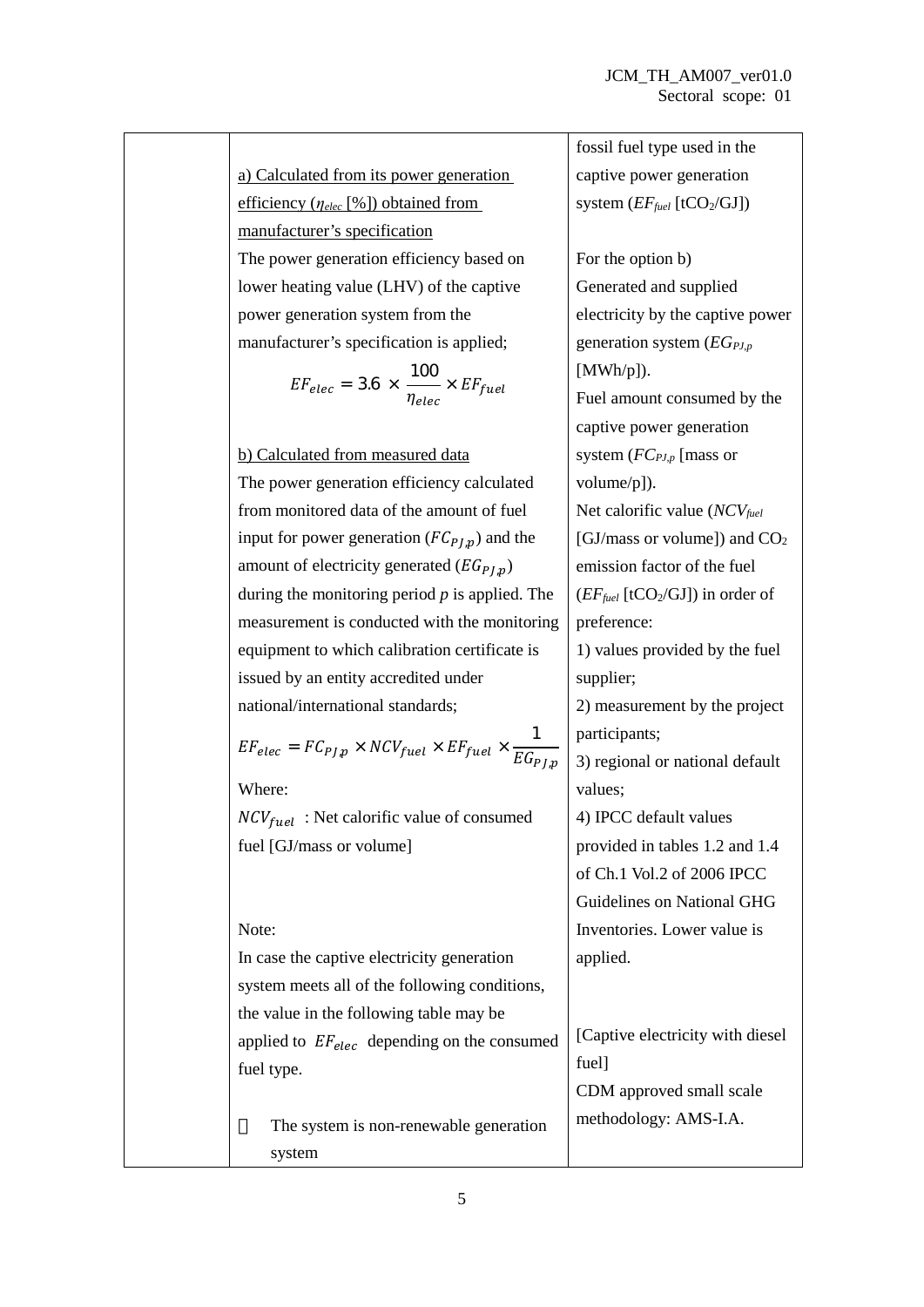| | | |
|---|---|---|
| | <u>a) Calculated from its power generation efficiency ($\eta_{elec}$ [%]) obtained from manufacturer's specification</u><br>The power generation efficiency based on lower heating value (LHV) of the captive power generation system from the manufacturer's specification is applied;<br>$$EF_{elec} = 3.6 \times \frac{100}{\eta_{elec}} \times EF_{fuel}$$<br><u>b) Calculated from measured data</u><br>The power generation efficiency calculated from monitored data of the amount of fuel input for power generation ($FC_{PJ,p}$) and the amount of electricity generated ($EG_{PJ,p}$) during the monitoring period $p$ is applied. The measurement is conducted with the monitoring equipment to which calibration certificate is issued by an entity accredited under national/international standards;<br>$$EF_{elec} = FC_{PJ,p} \times NCV_{fuel} \times EF_{fuel} \times \frac{1}{EG_{PJ,p}}$$<br>Where:<br>$NCV_{fuel}$ : Net calorific value of consumed fuel [GJ/mass or volume]<br><br>Note:<br>In case the captive electricity generation system meets all of the following conditions, the value in the following table may be applied to $EF_{elec}$ depending on the consumed fuel type.<br><br>- The system is non-renewable generation system | fossil fuel type used in the captive power generation system ($EF_{fuel}$ [$tCO_2$/GJ])<br><br>For the option b)<br>Generated and supplied electricity by the captive power generation system ($EG_{PJ,p}$ [MWh/p]).<br>Fuel amount consumed by the captive power generation system ($FC_{PJ,p}$ [mass or volume/p]).<br>Net calorific value ($NCV_{fuel}$ [GJ/mass or volume]) and $CO_2$ emission factor of the fuel ($EF_{fuel}$ [$tCO_2$/GJ]) in order of preference:<br>1) values provided by the fuel supplier;<br>2) measurement by the project participants;<br>3) regional or national default values;<br>4) IPCC default values provided in tables 1.2 and 1.4 of Ch.1 Vol.2 of 2006 IPCC Guidelines on National GHG Inventories. Lower value is applied.<br><br>[Captive electricity with diesel fuel]<br>CDM approved small scale methodology: AMS-I.A. |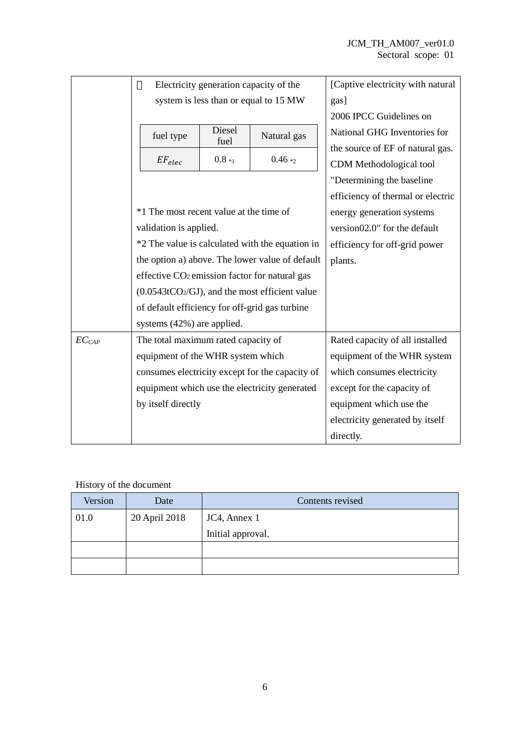| | | |
|---|---|---|
| | Electricity generation capacity of the system is less than or equal to 15 MW<br><br>fuel type: Diesel fuel / Natural gas<br>$EF_{elec}$: 0.8 *1 / 0.46 *2<br><br>*1 The most recent value at the time of validation is applied.<br>*2 The value is calculated with the equation in the option a) above. The lower value of default effective $CO_2$ emission factor for natural gas (0.0543t$CO_2$/GJ), and the most efficient value of default efficiency for off-grid gas turbine systems (42%) are applied. | [Captive electricity with natural gas]<br>2006 IPCC Guidelines on National GHG Inventories for the source of EF of natural gas.<br>CDM Methodological tool "Determining the baseline efficiency of thermal or electric energy generation systems version02.0" for the default efficiency for off-grid power plants. |
| $EC_{CAP}$ | The total maximum rated capacity of equipment of the WHR system which consumes electricity except for the capacity of equipment which use the electricity generated by itself directly | Rated capacity of all installed equipment of the WHR system which consumes electricity except for the capacity of equipment which use the electricity generated by itself directly. |

History of the document

| Version | Date | Contents revised |
|---|---|---|
| 01.0 | 20 April 2018 | JC4, Annex 1<br>Initial approval. |
| | | |
| | | |